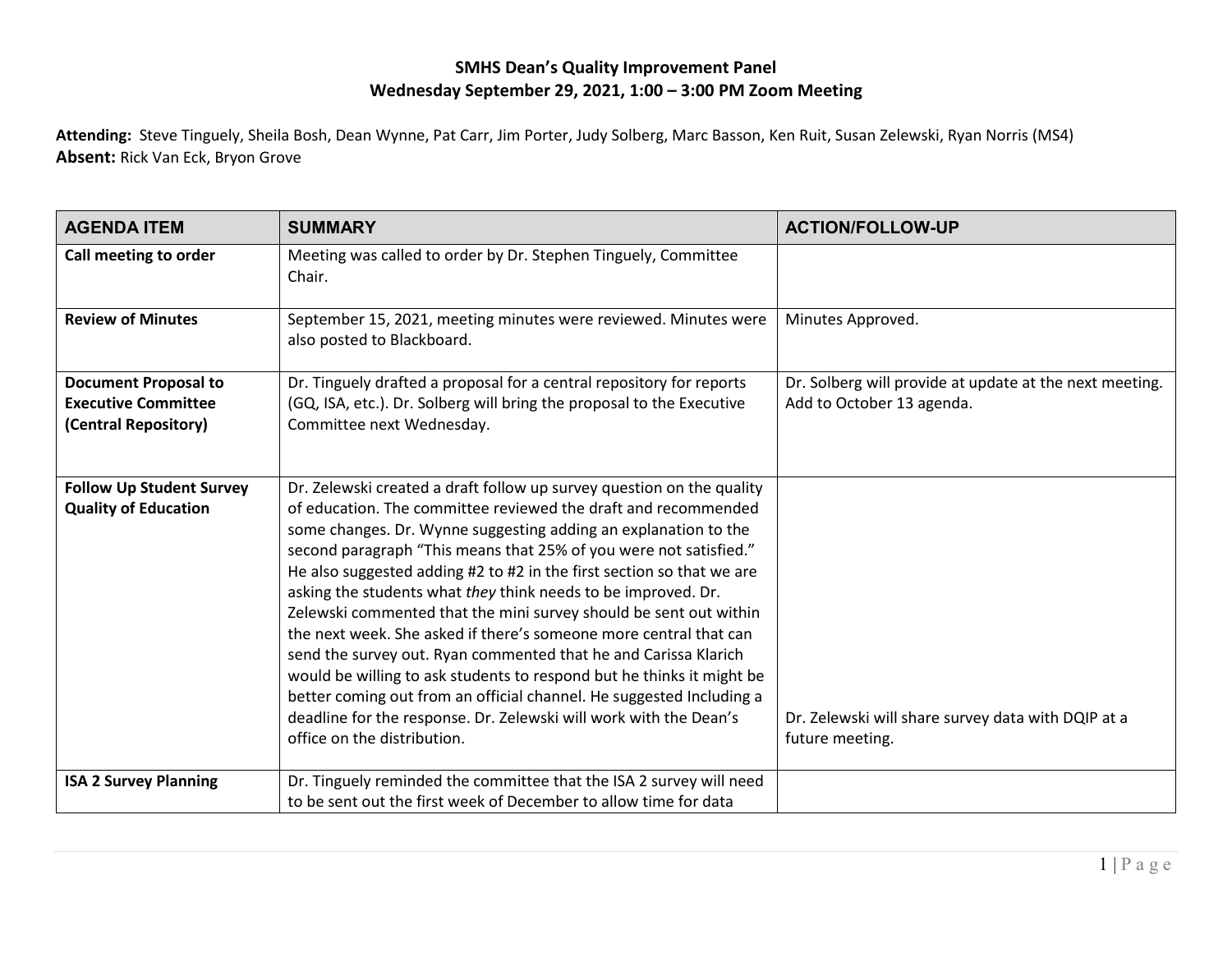**SMHS Dean's Quality Improvement Panel**
**Wednesday September 29, 2021, 1:00 – 3:00 PM Zoom Meeting**

**Attending:** Steve Tinguely, Sheila Bosh, Dean Wynne, Pat Carr, Jim Porter, Judy Solberg, Marc Basson, Ken Ruit, Susan Zelewski, Ryan Norris (MS4)
**Absent:** Rick Van Eck, Bryon Grove

| AGENDA ITEM | SUMMARY | ACTION/FOLLOW-UP |
| --- | --- | --- |
| **Call meeting to order** | Meeting was called to order by Dr. Stephen Tinguely, Committee Chair. | |
| **Review of Minutes** | September 15, 2021, meeting minutes were reviewed. Minutes were also posted to Blackboard. | Minutes Approved. |
| **Document Proposal to Executive Committee (Central Repository)** | Dr. Tinguely drafted a proposal for a central repository for reports (GQ, ISA, etc.). Dr. Solberg will bring the proposal to the Executive Committee next Wednesday. | Dr. Solberg will provide at update at the next meeting. Add to October 13 agenda. |
| **Follow Up Student Survey Quality of Education** | Dr. Zelewski created a draft follow up survey question on the quality of education. The committee reviewed the draft and recommended some changes. Dr. Wynne suggesting adding an explanation to the second paragraph "This means that 25% of you were not satisfied." He also suggested adding #2 to #2 in the first section so that we are asking the students what *they* think needs to be improved. Dr. Zelewski commented that the mini survey should be sent out within the next week. She asked if there's someone more central that can send the survey out. Ryan commented that he and Carissa Klarich would be willing to ask students to respond but he thinks it might be better coming out from an official channel. He suggested Including a deadline for the response. Dr. Zelewski will work with the Dean's office on the distribution. | Dr. Zelewski will share survey data with DQIP at a future meeting. |
| **ISA 2 Survey Planning** | Dr. Tinguely reminded the committee that the ISA 2 survey will need to be sent out the first week of December to allow time for data | |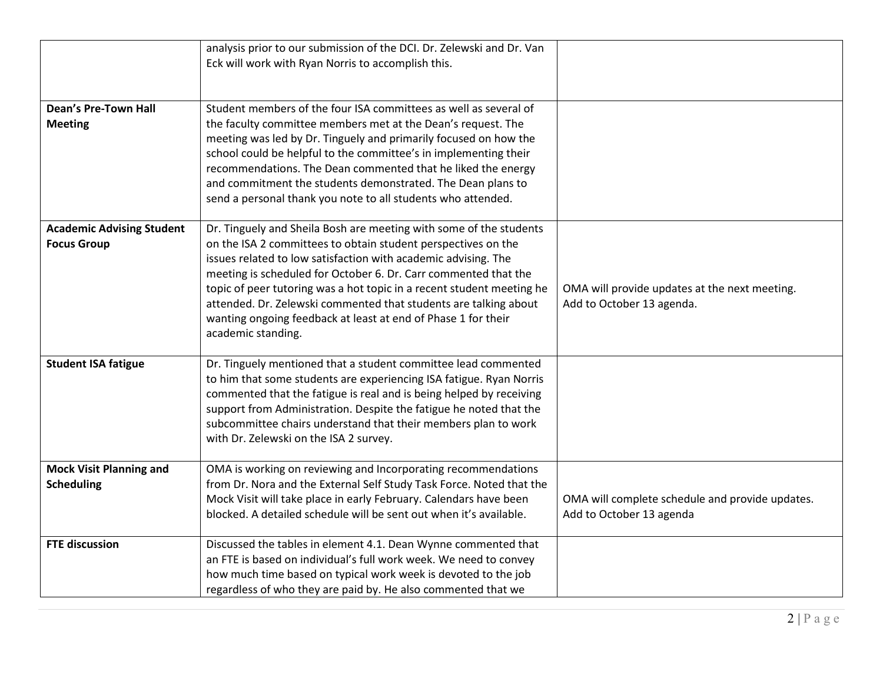| | | |
|---|---|---|
| | analysis prior to our submission of the DCI. Dr. Zelewski and Dr. Van Eck will work with Ryan Norris to accomplish this. | |
| **Dean's Pre-Town Hall Meeting** | Student members of the four ISA committees as well as several of the faculty committee members met at the Dean's request. The meeting was led by Dr. Tinguely and primarily focused on how the school could be helpful to the committee's in implementing their recommendations. The Dean commented that he liked the energy and commitment the students demonstrated. The Dean plans to send a personal thank you note to all students who attended. | |
| **Academic Advising Student Focus Group** | Dr. Tinguely and Sheila Bosh are meeting with some of the students on the ISA 2 committees to obtain student perspectives on the issues related to low satisfaction with academic advising. The meeting is scheduled for October 6. Dr. Carr commented that the topic of peer tutoring was a hot topic in a recent student meeting he attended. Dr. Zelewski commented that students are talking about wanting ongoing feedback at least at end of Phase 1 for their academic standing. | OMA will provide updates at the next meeting. Add to October 13 agenda. |
| **Student ISA fatigue** | Dr. Tinguely mentioned that a student committee lead commented to him that some students are experiencing ISA fatigue. Ryan Norris commented that the fatigue is real and is being helped by receiving support from Administration. Despite the fatigue he noted that the subcommittee chairs understand that their members plan to work with Dr. Zelewski on the ISA 2 survey. | |
| **Mock Visit Planning and Scheduling** | OMA is working on reviewing and Incorporating recommendations from Dr. Nora and the External Self Study Task Force. Noted that the Mock Visit will take place in early February. Calendars have been blocked. A detailed schedule will be sent out when it's available. | OMA will complete schedule and provide updates. Add to October 13 agenda |
| **FTE discussion** | Discussed the tables in element 4.1. Dean Wynne commented that an FTE is based on individual's full work week. We need to convey how much time based on typical work week is devoted to the job regardless of who they are paid by. He also commented that we | |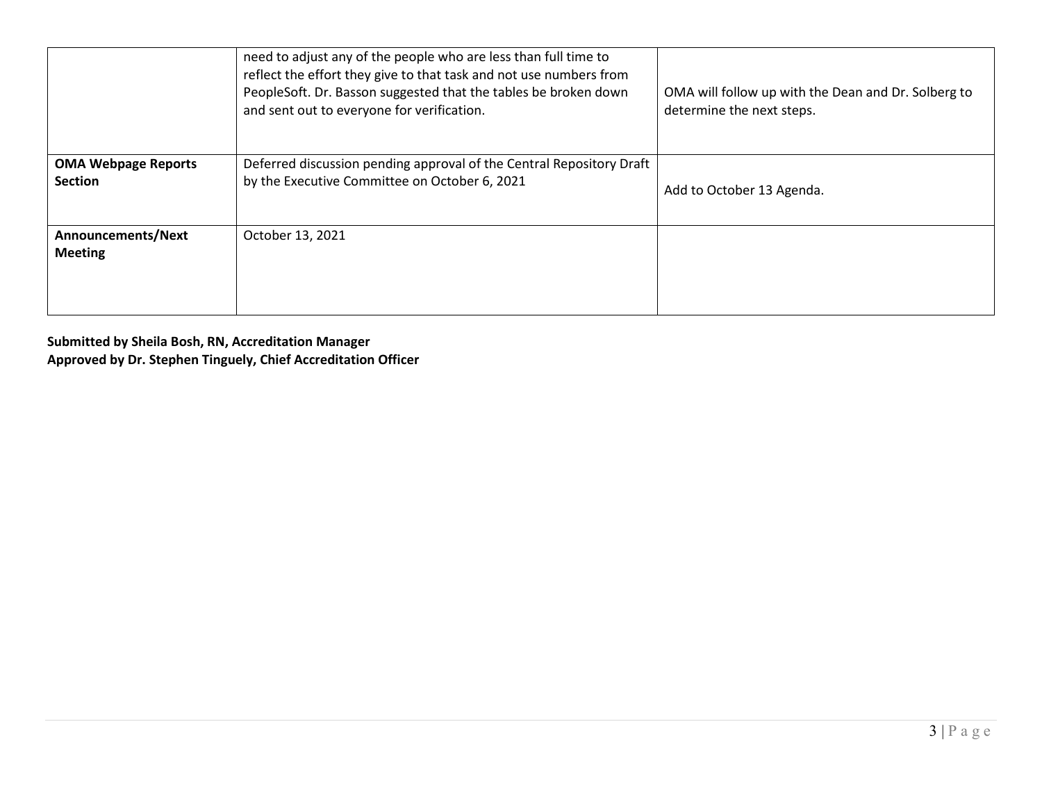| | | |
|---|---|---|
| | need to adjust any of the people who are less than full time to reflect the effort they give to that task and not use numbers from PeopleSoft. Dr. Basson suggested that the tables be broken down and sent out to everyone for verification. | OMA will follow up with the Dean and Dr. Solberg to determine the next steps. |
| **OMA Webpage Reports Section** | Deferred discussion pending approval of the Central Repository Draft by the Executive Committee on October 6, 2021 | Add to October 13 Agenda. |
| **Announcements/Next Meeting** | October 13, 2021 | |

**Submitted by Sheila Bosh, RN, Accreditation Manager**
**Approved by Dr. Stephen Tinguely, Chief Accreditation Officer**